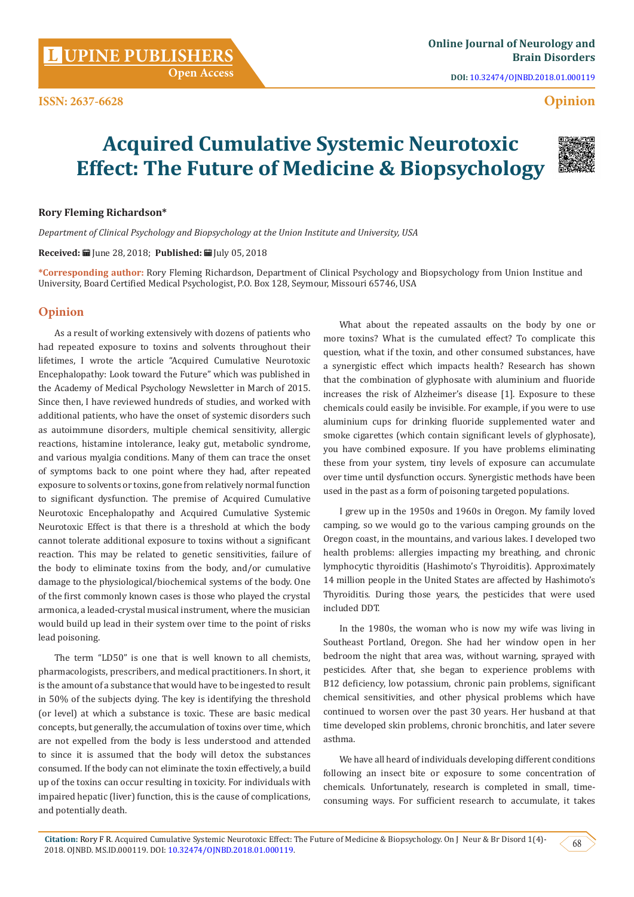LUPINE PUBLISHERS
Open Access

**Online Journal of Neurology and Brain Disorders**

**DOI:** 10.32474/OJNBD.2018.01.000119

**ISSN: 2637-6628**

**Opinion**

# Acquired Cumulative Systemic Neurotoxic Effect: The Future of Medicine & Biopsychology

**Rory Fleming Richardson***

*Department of Clinical Psychology and Biopsychology at the Union Institute and University, USA*

**Received:** June 28, 2018; **Published:** July 05, 2018

***Corresponding author:** Rory Fleming Richardson, Department of Clinical Psychology and Biopsychology from Union Institue and University, Board Certified Medical Psychologist, P.O. Box 128, Seymour, Missouri 65746, USA

## Opinion

As a result of working extensively with dozens of patients who had repeated exposure to toxins and solvents throughout their lifetimes, I wrote the article "Acquired Cumulative Neurotoxic Encephalopathy: Look toward the Future" which was published in the Academy of Medical Psychology Newsletter in March of 2015. Since then, I have reviewed hundreds of studies, and worked with additional patients, who have the onset of systemic disorders such as autoimmune disorders, multiple chemical sensitivity, allergic reactions, histamine intolerance, leaky gut, metabolic syndrome, and various myalgia conditions. Many of them can trace the onset of symptoms back to one point where they had, after repeated exposure to solvents or toxins, gone from relatively normal function to significant dysfunction. The premise of Acquired Cumulative Neurotoxic Encephalopathy and Acquired Cumulative Systemic Neurotoxic Effect is that there is a threshold at which the body cannot tolerate additional exposure to toxins without a significant reaction. This may be related to genetic sensitivities, failure of the body to eliminate toxins from the body, and/or cumulative damage to the physiological/biochemical systems of the body. One of the first commonly known cases is those who played the crystal armonica, a leaded-crystal musical instrument, where the musician would build up lead in their system over time to the point of risks lead poisoning.

The term "LD50" is one that is well known to all chemists, pharmacologists, prescribers, and medical practitioners. In short, it is the amount of a substance that would have to be ingested to result in 50% of the subjects dying. The key is identifying the threshold (or level) at which a substance is toxic. These are basic medical concepts, but generally, the accumulation of toxins over time, which are not expelled from the body is less understood and attended to since it is assumed that the body will detox the substances consumed. If the body can not eliminate the toxin effectively, a build up of the toxins can occur resulting in toxicity. For individuals with impaired hepatic (liver) function, this is the cause of complications, and potentially death.

What about the repeated assaults on the body by one or more toxins? What is the cumulated effect? To complicate this question, what if the toxin, and other consumed substances, have a synergistic effect which impacts health? Research has shown that the combination of glyphosate with aluminium and fluoride increases the risk of Alzheimer's disease [1]. Exposure to these chemicals could easily be invisible. For example, if you were to use aluminium cups for drinking fluoride supplemented water and smoke cigarettes (which contain significant levels of glyphosate), you have combined exposure. If you have problems eliminating these from your system, tiny levels of exposure can accumulate over time until dysfunction occurs. Synergistic methods have been used in the past as a form of poisoning targeted populations.

I grew up in the 1950s and 1960s in Oregon. My family loved camping, so we would go to the various camping grounds on the Oregon coast, in the mountains, and various lakes. I developed two health problems: allergies impacting my breathing, and chronic lymphocytic thyroiditis (Hashimoto's Thyroiditis). Approximately 14 million people in the United States are affected by Hashimoto's Thyroiditis. During those years, the pesticides that were used included DDT.

In the 1980s, the woman who is now my wife was living in Southeast Portland, Oregon. She had her window open in her bedroom the night that area was, without warning, sprayed with pesticides. After that, she began to experience problems with B12 deficiency, low potassium, chronic pain problems, significant chemical sensitivities, and other physical problems which have continued to worsen over the past 30 years. Her husband at that time developed skin problems, chronic bronchitis, and later severe asthma.

We have all heard of individuals developing different conditions following an insect bite or exposure to some concentration of chemicals. Unfortunately, research is completed in small, time-consuming ways. For sufficient research to accumulate, it takes

**Citation:** Rory F R. Acquired Cumulative Systemic Neurotoxic Effect: The Future of Medicine & Biopsychology. On J Neur & Br Disord 1(4)-2018. OJNBD. MS.ID.000119. DOI: 10.32474/OJNBD.2018.01.000119.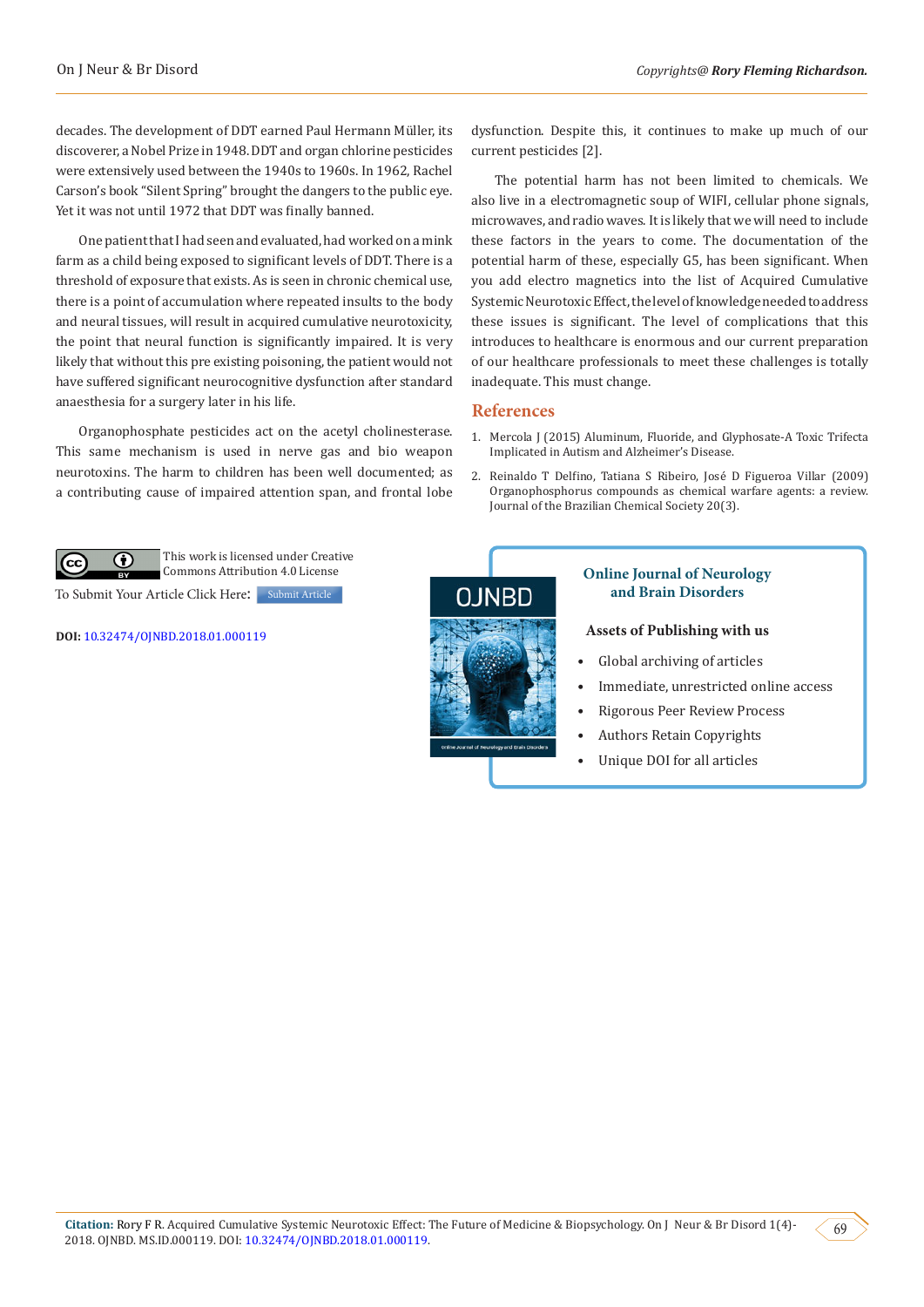decades. The development of DDT earned Paul Hermann Müller, its discoverer, a Nobel Prize in 1948. DDT and organ chlorine pesticides were extensively used between the 1940s to 1960s. In 1962, Rachel Carson's book "Silent Spring" brought the dangers to the public eye. Yet it was not until 1972 that DDT was finally banned.

One patient that I had seen and evaluated, had worked on a mink farm as a child being exposed to significant levels of DDT. There is a threshold of exposure that exists. As is seen in chronic chemical use, there is a point of accumulation where repeated insults to the body and neural tissues, will result in acquired cumulative neurotoxicity, the point that neural function is significantly impaired. It is very likely that without this pre existing poisoning, the patient would not have suffered significant neurocognitive dysfunction after standard anaesthesia for a surgery later in his life.

Organophosphate pesticides act on the acetyl cholinesterase. This same mechanism is used in nerve gas and bio weapon neurotoxins. The harm to children has been well documented; as a contributing cause of impaired attention span, and frontal lobe dysfunction. Despite this, it continues to make up much of our current pesticides [2].

The potential harm has not been limited to chemicals. We also live in a electromagnetic soup of WIFI, cellular phone signals, microwaves, and radio waves. It is likely that we will need to include these factors in the years to come. The documentation of the potential harm of these, especially G5, has been significant. When you add electro magnetics into the list of Acquired Cumulative Systemic Neurotoxic Effect, the level of knowledge needed to address these issues is significant. The level of complications that this introduces to healthcare is enormous and our current preparation of our healthcare professionals to meet these challenges is totally inadequate. This must change.

## References

1. Mercola J (2015) Aluminum, Fluoride, and Glyphosate-A Toxic Trifecta Implicated in Autism and Alzheimer's Disease.
2. Reinaldo T Delfino, Tatiana S Ribeiro, José D Figueroa Villar (2009) Organophosphorus compounds as chemical warfare agents: a review. Journal of the Brazilian Chemical Society 20(3).

This work is licensed under Creative Commons Attribution 4.0 License

To Submit Your Article Click Here: Submit Article

**DOI:** 10.32474/OJNBD.2018.01.000119

**Online Journal of Neurology and Brain Disorders**

**Assets of Publishing with us**

- Global archiving of articles
- Immediate, unrestricted online access
- Rigorous Peer Review Process
- Authors Retain Copyrights
- Unique DOI for all articles